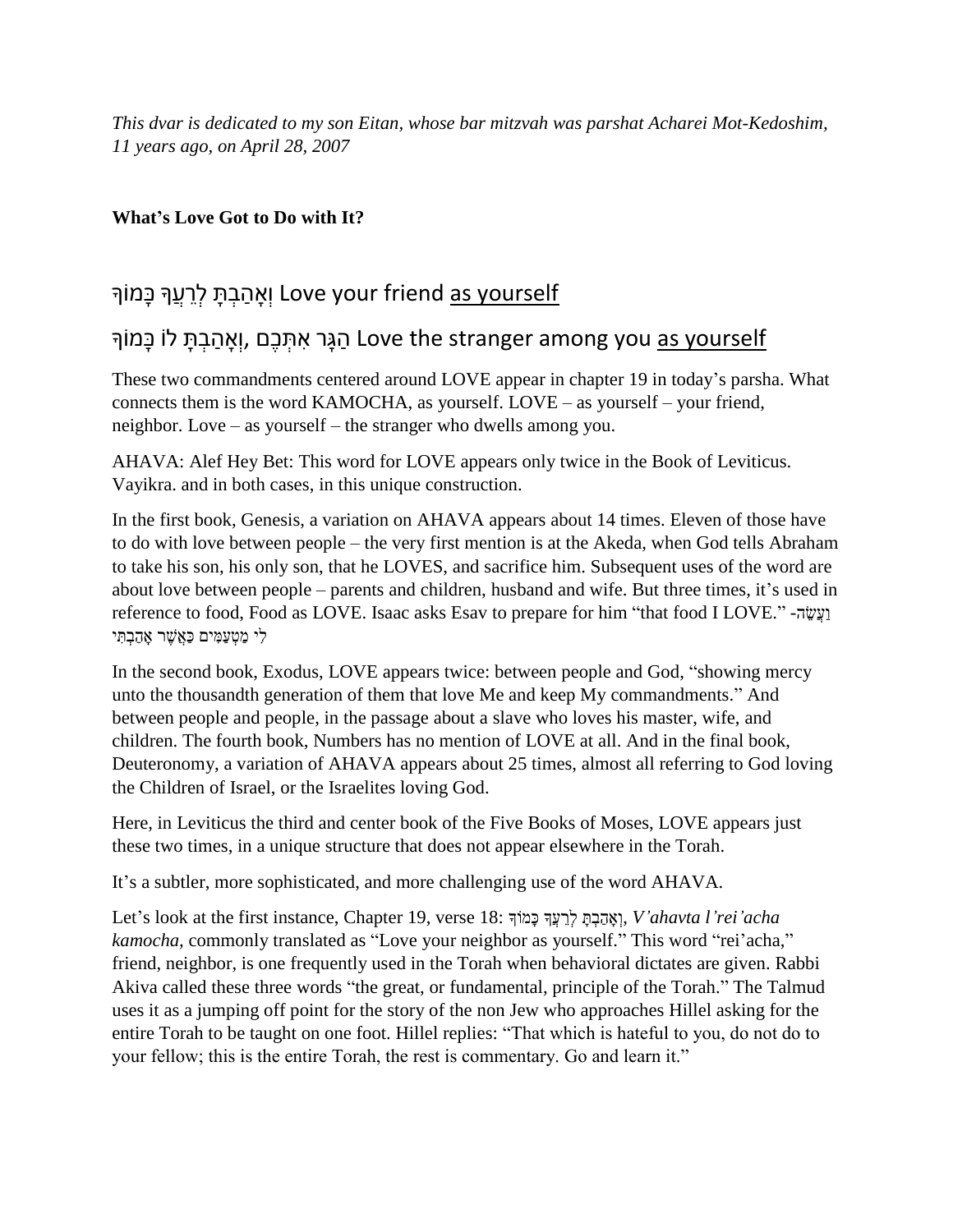*This dvar is dedicated to my son Eitan, whose bar mitzvah was parshat Acharei Mot-Kedoshim, 11 years ago, on April 28, 2007*

**What's Love Got to Do with It?**

## וְאָהַבְתָּ לְרֵעֲךָ כָּמוֹךָ Love your friend <u>as yourself</u>

## הַגָּר אִתְּכֶם ,וְאָהַבְתָּ לוֹ כָּמוֹךָ Love the stranger among you <u>as yourself</u>

These two commandments centered around LOVE appear in chapter 19 in today's parsha. What connects them is the word KAMOCHA, as yourself. LOVE – as yourself – your friend, neighbor. Love – as yourself – the stranger who dwells among you.

AHAVA: Alef Hey Bet: This word for LOVE appears only twice in the Book of Leviticus. Vayikra. and in both cases, in this unique construction.

In the first book, Genesis, a variation on AHAVA appears about 14 times. Eleven of those have to do with love between people – the very first mention is at the Akeda, when God tells Abraham to take his son, his only son, that he LOVES, and sacrifice him. Subsequent uses of the word are about love between people – parents and children, husband and wife. But three times, it's used in reference to food, Food as LOVE. Isaac asks Esav to prepare for him "that food I LOVE." -וַעֲשֵׂה לִי מַטְעַמִּים כַּאֲשֶׁר אָהַבְתִּי

In the second book, Exodus, LOVE appears twice: between people and God, "showing mercy unto the thousandth generation of them that love Me and keep My commandments." And between people and people, in the passage about a slave who loves his master, wife, and children. The fourth book, Numbers has no mention of LOVE at all. And in the final book, Deuteronomy, a variation of AHAVA appears about 25 times, almost all referring to God loving the Children of Israel, or the Israelites loving God.

Here, in Leviticus the third and center book of the Five Books of Moses, LOVE appears just these two times, in a unique structure that does not appear elsewhere in the Torah.

It's a subtler, more sophisticated, and more challenging use of the word AHAVA.

Let's look at the first instance, Chapter 19, verse 18: וְאָהַבְתָּ לְרֵעֲךָ כָּמוֹךָ, *V'ahavta l'rei'acha kamocha*, commonly translated as "Love your neighbor as yourself." This word "rei'acha," friend, neighbor, is one frequently used in the Torah when behavioral dictates are given. Rabbi Akiva called these three words "the great, or fundamental, principle of the Torah." The Talmud uses it as a jumping off point for the story of the non Jew who approaches Hillel asking for the entire Torah to be taught on one foot. Hillel replies: "That which is hateful to you, do not do to your fellow; this is the entire Torah, the rest is commentary. Go and learn it."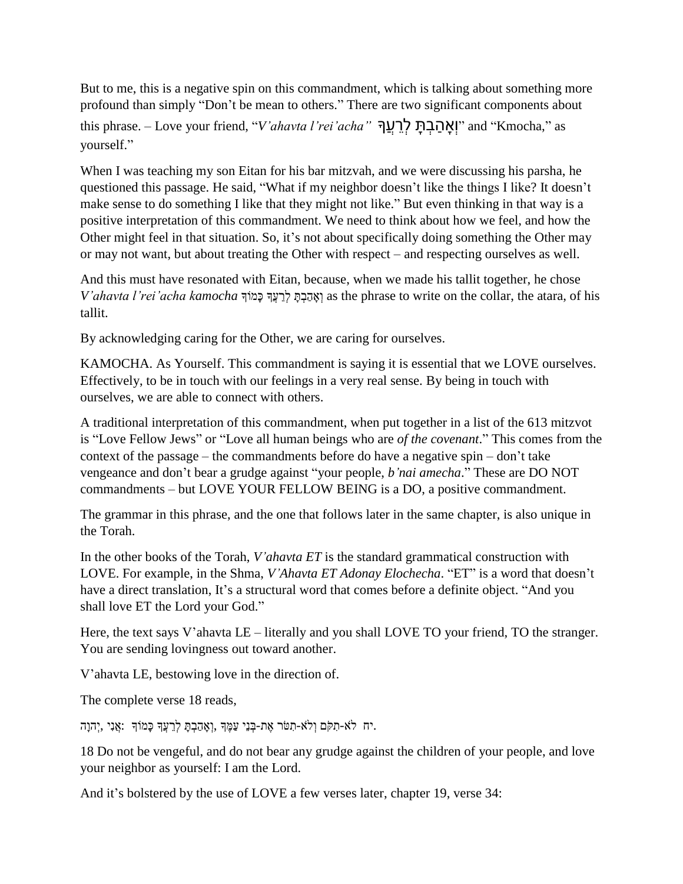But to me, this is a negative spin on this commandment, which is talking about something more profound than simply “Don’t be mean to others.” There are two significant components about this phrase. – Love your friend, “*V’ahavta l’rei’acha”* וְאָהַבְתָּ לְרֵעֲךָ” and “Kmocha,” as yourself.”

When I was teaching my son Eitan for his bar mitzvah, and we were discussing his parsha, he questioned this passage. He said, “What if my neighbor doesn’t like the things I like? It doesn’t make sense to do something I like that they might not like.” But even thinking in that way is a positive interpretation of this commandment. We need to think about how we feel, and how the Other might feel in that situation. So, it’s not about specifically doing something the Other may or may not want, but about treating the Other with respect – and respecting ourselves as well.

And this must have resonated with Eitan, because, when we made his tallit together, he chose *V’ahavta l’rei’acha kamocha* וְאָהַבְתָּ לְרֵעֲךָ כָּמוֹךָ as the phrase to write on the collar, the atara, of his tallit.

By acknowledging caring for the Other, we are caring for ourselves.

KAMOCHA. As Yourself. This commandment is saying it is essential that we LOVE ourselves. Effectively, to be in touch with our feelings in a very real sense. By being in touch with ourselves, we are able to connect with others.

A traditional interpretation of this commandment, when put together in a list of the 613 mitzvot is “Love Fellow Jews” or “Love all human beings who are *of the covenant*.” This comes from the context of the passage – the commandments before do have a negative spin – don’t take vengeance and don’t bear a grudge against “your people, *b’nai amecha*.” These are DO NOT commandments – but LOVE YOUR FELLOW BEING is a DO, a positive commandment.

The grammar in this phrase, and the one that follows later in the same chapter, is also unique in the Torah.

In the other books of the Torah, *V’ahavta ET* is the standard grammatical construction with LOVE. For example, in the Shma, *V’Ahavta ET Adonay Elochecha*. “ET” is a word that doesn’t have a direct translation, It’s a structural word that comes before a definite object. “And you shall love ET the Lord your God.”

Here, the text says V’ahavta LE – literally and you shall LOVE TO your friend, TO the stranger. You are sending lovingness out toward another.

V’ahavta LE, bestowing love in the direction of.

The complete verse 18 reads,

יח לֹא-תִקֹּם וְלֹא-תִטֹּר אֶת-בְּנֵי עַמֶּךָ, וְאָהַבְתָּ לְרֵעֲךָ כָּמוֹךָ: אֲנִי, יְהוָה.

18 Do not be vengeful, and do not bear any grudge against the children of your people, and love your neighbor as yourself: I am the Lord.

And it’s bolstered by the use of LOVE a few verses later, chapter 19, verse 34: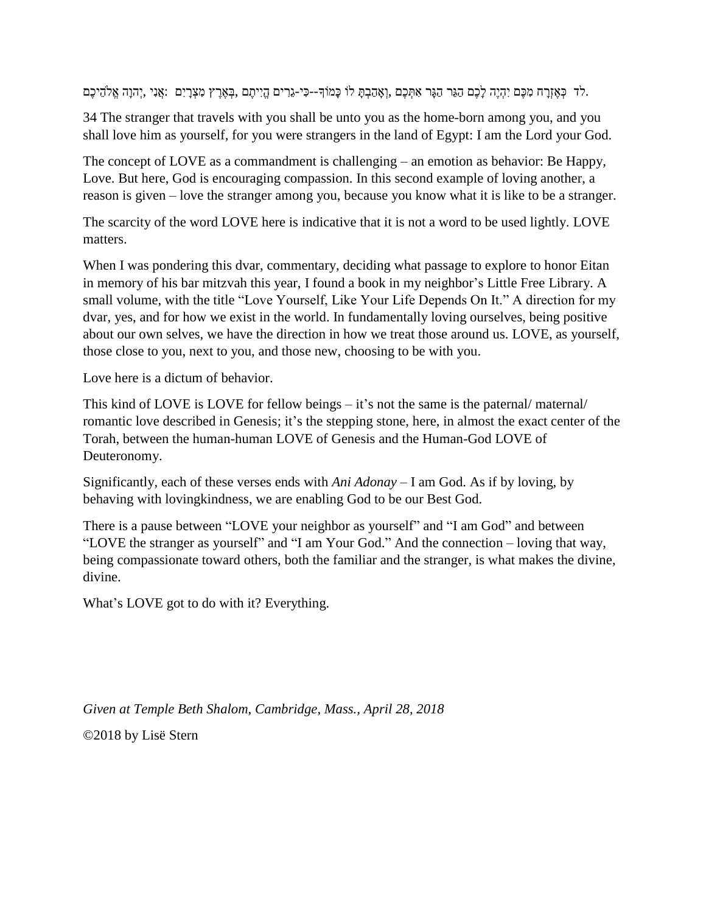לד כְּאֶזְרָח מִכֶּם יִהְיֶה לָכֶם הַגֵּר הַגָּר אִתְּכֶם, וְאָהַבְתָּ לוֹ כָּמוֹךָ--כִּי-גֵרִים הֱיִיתֶם, בְּאֶרֶץ מִצְרָיִם: אֲנִי, יְהוָה אֱלֹהֵיכֶם.

34 The stranger that travels with you shall be unto you as the home-born among you, and you shall love him as yourself, for you were strangers in the land of Egypt: I am the Lord your God.

The concept of LOVE as a commandment is challenging – an emotion as behavior: Be Happy, Love. But here, God is encouraging compassion. In this second example of loving another, a reason is given – love the stranger among you, because you know what it is like to be a stranger.

The scarcity of the word LOVE here is indicative that it is not a word to be used lightly. LOVE matters.

When I was pondering this dvar, commentary, deciding what passage to explore to honor Eitan in memory of his bar mitzvah this year, I found a book in my neighbor's Little Free Library. A small volume, with the title "Love Yourself, Like Your Life Depends On It." A direction for my dvar, yes, and for how we exist in the world. In fundamentally loving ourselves, being positive about our own selves, we have the direction in how we treat those around us. LOVE, as yourself, those close to you, next to you, and those new, choosing to be with you.

Love here is a dictum of behavior.

This kind of LOVE is LOVE for fellow beings – it's not the same is the paternal/ maternal/ romantic love described in Genesis; it's the stepping stone, here, in almost the exact center of the Torah, between the human-human LOVE of Genesis and the Human-God LOVE of Deuteronomy.

Significantly, each of these verses ends with *Ani Adonay* – I am God. As if by loving, by behaving with lovingkindness, we are enabling God to be our Best God.

There is a pause between "LOVE your neighbor as yourself" and "I am God" and between "LOVE the stranger as yourself" and "I am Your God." And the connection – loving that way, being compassionate toward others, both the familiar and the stranger, is what makes the divine, divine.

What's LOVE got to do with it? Everything.

*Given at Temple Beth Shalom, Cambridge, Mass., April 28, 2018*

©2018 by Lisë Stern